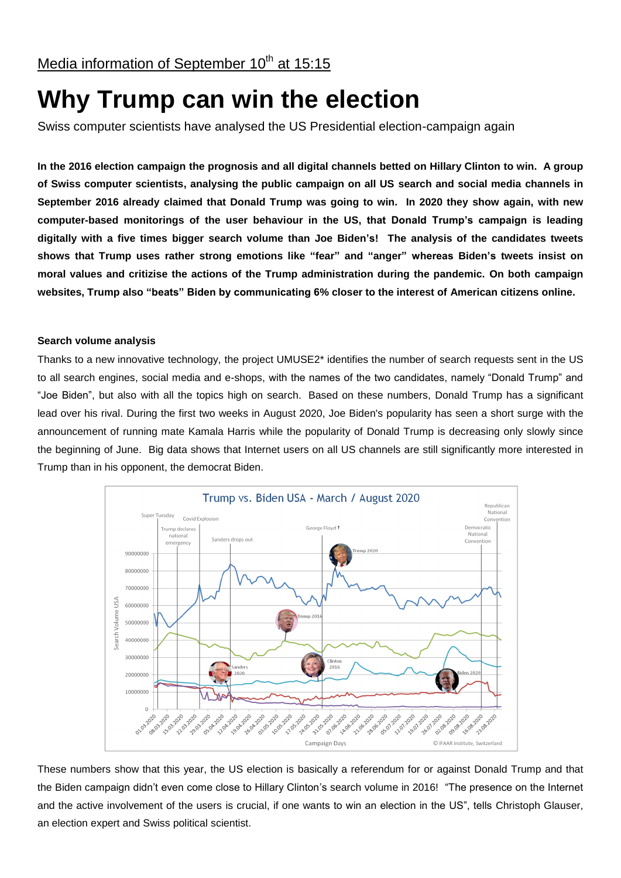Media information of September 10th at 15:15

# Why Trump can win the election

Swiss computer scientists have analysed the US Presidential election-campaign again

**In the 2016 election campaign the prognosis and all digital channels betted on Hillary Clinton to win. A group of Swiss computer scientists, analysing the public campaign on all US search and social media channels in September 2016 already claimed that Donald Trump was going to win. In 2020 they show again, with new computer-based monitorings of the user behaviour in the US, that Donald Trump's campaign is leading digitally with a five times bigger search volume than Joe Biden's! The analysis of the candidates tweets shows that Trump uses rather strong emotions like "fear" and "anger" whereas Biden's tweets insist on moral values and critizise the actions of the Trump administration during the pandemic. On both campaign websites, Trump also "beats" Biden by communicating 6% closer to the interest of American citizens online.**

### Search volume analysis

Thanks to a new innovative technology, the project UMUSE2* identifies the number of search requests sent in the US to all search engines, social media and e-shops, with the names of the two candidates, namely "Donald Trump" and "Joe Biden", but also with all the topics high on search. Based on these numbers, Donald Trump has a significant lead over his rival. During the first two weeks in August 2020, Joe Biden's popularity has seen a short surge with the announcement of running mate Kamala Harris while the popularity of Donald Trump is decreasing only slowly since the beginning of June. Big data shows that Internet users on all US channels are still significantly more interested in Trump than in his opponent, the democrat Biden.

These numbers show that this year, the US election is basically a referendum for or against Donald Trump and that the Biden campaign didn't even come close to Hillary Clinton's search volume in 2016! "The presence on the Internet and the active involvement of the users is crucial, if one wants to win an election in the US", tells Christoph Glauser, an election expert and Swiss political scientist.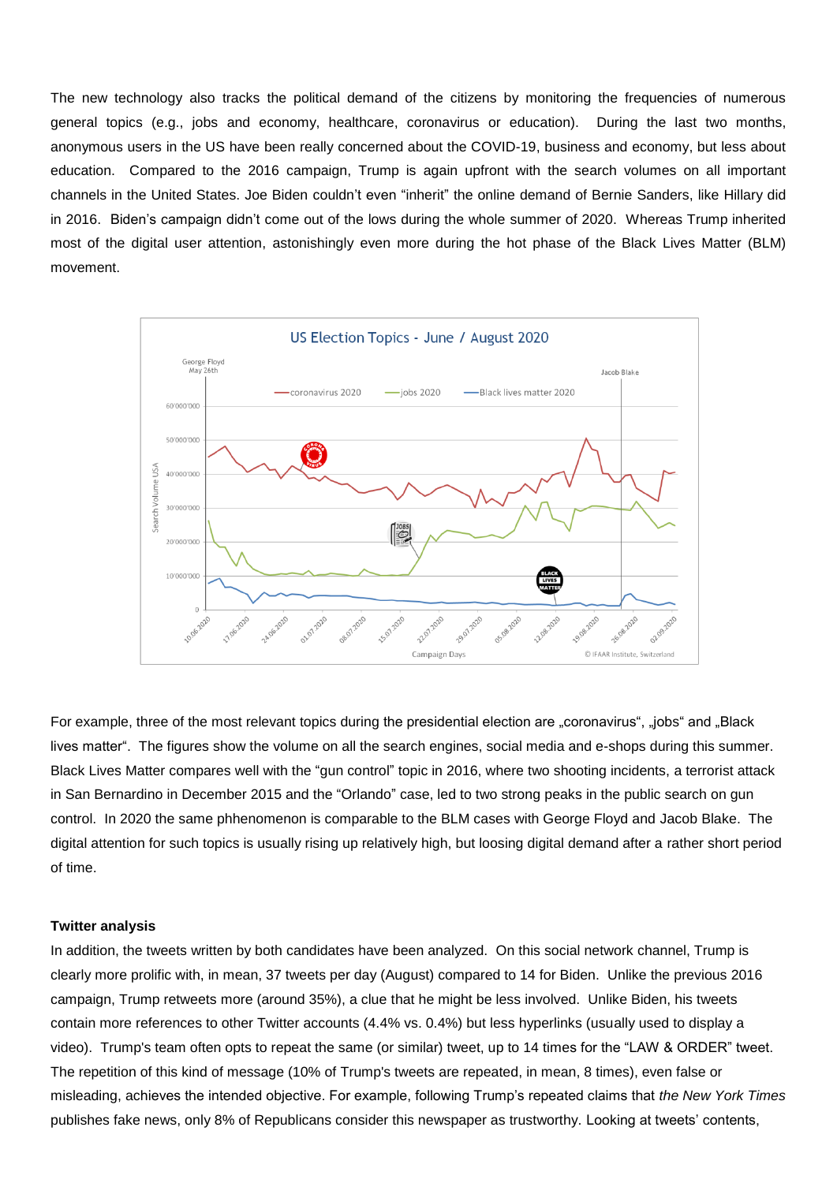The new technology also tracks the political demand of the citizens by monitoring the frequencies of numerous general topics (e.g., jobs and economy, healthcare, coronavirus or education). During the last two months, anonymous users in the US have been really concerned about the COVID-19, business and economy, but less about education. Compared to the 2016 campaign, Trump is again upfront with the search volumes on all important channels in the United States. Joe Biden couldn't even "inherit" the online demand of Bernie Sanders, like Hillary did in 2016. Biden's campaign didn't come out of the lows during the whole summer of 2020. Whereas Trump inherited most of the digital user attention, astonishingly even more during the hot phase of the Black Lives Matter (BLM) movement.

For example, three of the most relevant topics during the presidential election are „coronavirus", „jobs" and „Black lives matter". The figures show the volume on all the search engines, social media and e-shops during this summer. Black Lives Matter compares well with the "gun control" topic in 2016, where two shooting incidents, a terrorist attack in San Bernardino in December 2015 and the "Orlando" case, led to two strong peaks in the public search on gun control. In 2020 the same phhenomenon is comparable to the BLM cases with George Floyd and Jacob Blake. The digital attention for such topics is usually rising up relatively high, but loosing digital demand after a rather short period of time.

### Twitter analysis

In addition, the tweets written by both candidates have been analyzed. On this social network channel, Trump is clearly more prolific with, in mean, 37 tweets per day (August) compared to 14 for Biden. Unlike the previous 2016 campaign, Trump retweets more (around 35%), a clue that he might be less involved. Unlike Biden, his tweets contain more references to other Twitter accounts (4.4% vs. 0.4%) but less hyperlinks (usually used to display a video). Trump's team often opts to repeat the same (or similar) tweet, up to 14 times for the "LAW & ORDER" tweet. The repetition of this kind of message (10% of Trump's tweets are repeated, in mean, 8 times), even false or misleading, achieves the intended objective. For example, following Trump's repeated claims that *the New York Times* publishes fake news, only 8% of Republicans consider this newspaper as trustworthy. Looking at tweets' contents,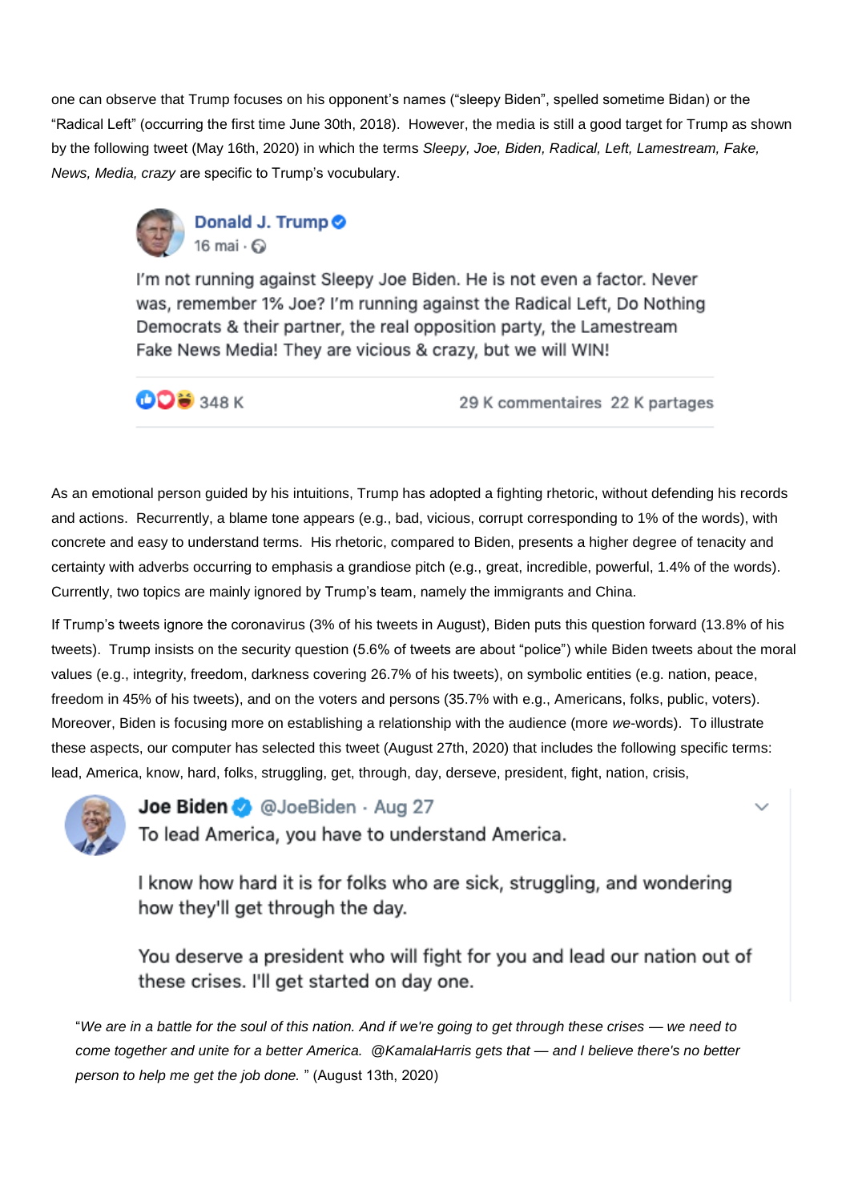one can observe that Trump focuses on his opponent's names ("sleepy Biden", spelled sometime Bidan) or the "Radical Left" (occurring the first time June 30th, 2018). However, the media is still a good target for Trump as shown by the following tweet (May 16th, 2020) in which the terms *Sleepy, Joe, Biden, Radical, Left, Lamestream, Fake, News, Media, crazy* are specific to Trump's vocubulary.

> **Donald J. Trump**
> 16 mai ·
>
> I'm not running against Sleepy Joe Biden. He is not even a factor. Never was, remember 1% Joe? I'm running against the Radical Left, Do Nothing Democrats & their partner, the real opposition party, the Lamestream Fake News Media! They are vicious & crazy, but we will WIN!
>
> 348 K 29 K commentaires 22 K partages

As an emotional person guided by his intuitions, Trump has adopted a fighting rhetoric, without defending his records and actions. Recurrently, a blame tone appears (e.g., bad, vicious, corrupt corresponding to 1% of the words), with concrete and easy to understand terms. His rhetoric, compared to Biden, presents a higher degree of tenacity and certainty with adverbs occurring to emphasis a grandiose pitch (e.g., great, incredible, powerful, 1.4% of the words). Currently, two topics are mainly ignored by Trump's team, namely the immigrants and China.

If Trump's tweets ignore the coronavirus (3% of his tweets in August), Biden puts this question forward (13.8% of his tweets). Trump insists on the security question (5.6% of tweets are about "police") while Biden tweets about the moral values (e.g., integrity, freedom, darkness covering 26.7% of his tweets), on symbolic entities (e.g. nation, peace, freedom in 45% of his tweets), and on the voters and persons (35.7% with e.g., Americans, folks, public, voters). Moreover, Biden is focusing more on establishing a relationship with the audience (more *we*-words). To illustrate these aspects, our computer has selected this tweet (August 27th, 2020) that includes the following specific terms: lead, America, know, hard, folks, struggling, get, through, day, derseve, president, fight, nation, crisis,

> **Joe Biden** @JoeBiden · Aug 27
> To lead America, you have to understand America.
>
> I know how hard it is for folks who are sick, struggling, and wondering how they'll get through the day.
>
> You deserve a president who will fight for you and lead our nation out of these crises. I'll get started on day one.

"*We are in a battle for the soul of this nation. And if we're going to get through these crises — we need to come together and unite for a better America. @KamalaHarris gets that — and I believe there's no better person to help me get the job done.* " (August 13th, 2020)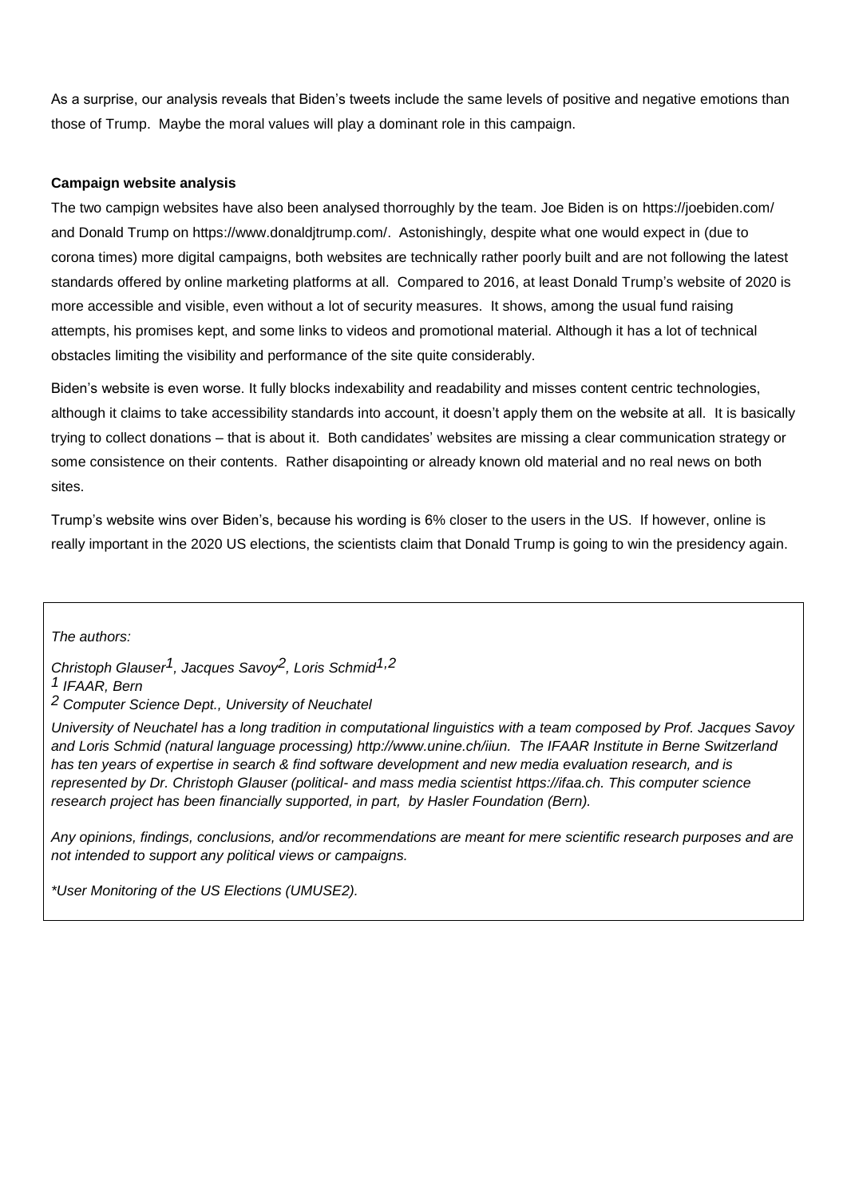As a surprise, our analysis reveals that Biden's tweets include the same levels of positive and negative emotions than those of Trump. Maybe the moral values will play a dominant role in this campaign.

**Campaign website analysis**

The two campign websites have also been analysed thorroughly by the team. Joe Biden is on https://joebiden.com/ and Donald Trump on https://www.donaldjtrump.com/. Astonishingly, despite what one would expect in (due to corona times) more digital campaigns, both websites are technically rather poorly built and are not following the latest standards offered by online marketing platforms at all. Compared to 2016, at least Donald Trump's website of 2020 is more accessible and visible, even without a lot of security measures. It shows, among the usual fund raising attempts, his promises kept, and some links to videos and promotional material. Although it has a lot of technical obstacles limiting the visibility and performance of the site quite considerably.

Biden's website is even worse. It fully blocks indexability and readability and misses content centric technologies, although it claims to take accessibility standards into account, it doesn't apply them on the website at all. It is basically trying to collect donations – that is about it. Both candidates' websites are missing a clear communication strategy or some consistence on their contents. Rather disapointing or already known old material and no real news on both sites.

Trump's website wins over Biden's, because his wording is 6% closer to the users in the US. If however, online is really important in the 2020 US elections, the scientists claim that Donald Trump is going to win the presidency again.

*The authors:*

*Christoph Glauser[1], Jacques Savoy[2], Loris Schmid[1,2]*
*[1] IFAAR, Bern*
*[2] Computer Science Dept., University of Neuchatel*

*University of Neuchatel has a long tradition in computational linguistics with a team composed by Prof. Jacques Savoy and Loris Schmid (natural language processing) http://www.unine.ch/iiun. The IFAAR Institute in Berne Switzerland has ten years of expertise in search & find software development and new media evaluation research, and is represented by Dr. Christoph Glauser (political- and mass media scientist https://ifaa.ch. This computer science research project has been financially supported, in part, by Hasler Foundation (Bern).*

*Any opinions, findings, conclusions, and/or recommendations are meant for mere scientific research purposes and are not intended to support any political views or campaigns.*

*\*User Monitoring of the US Elections (UMUSE2).*